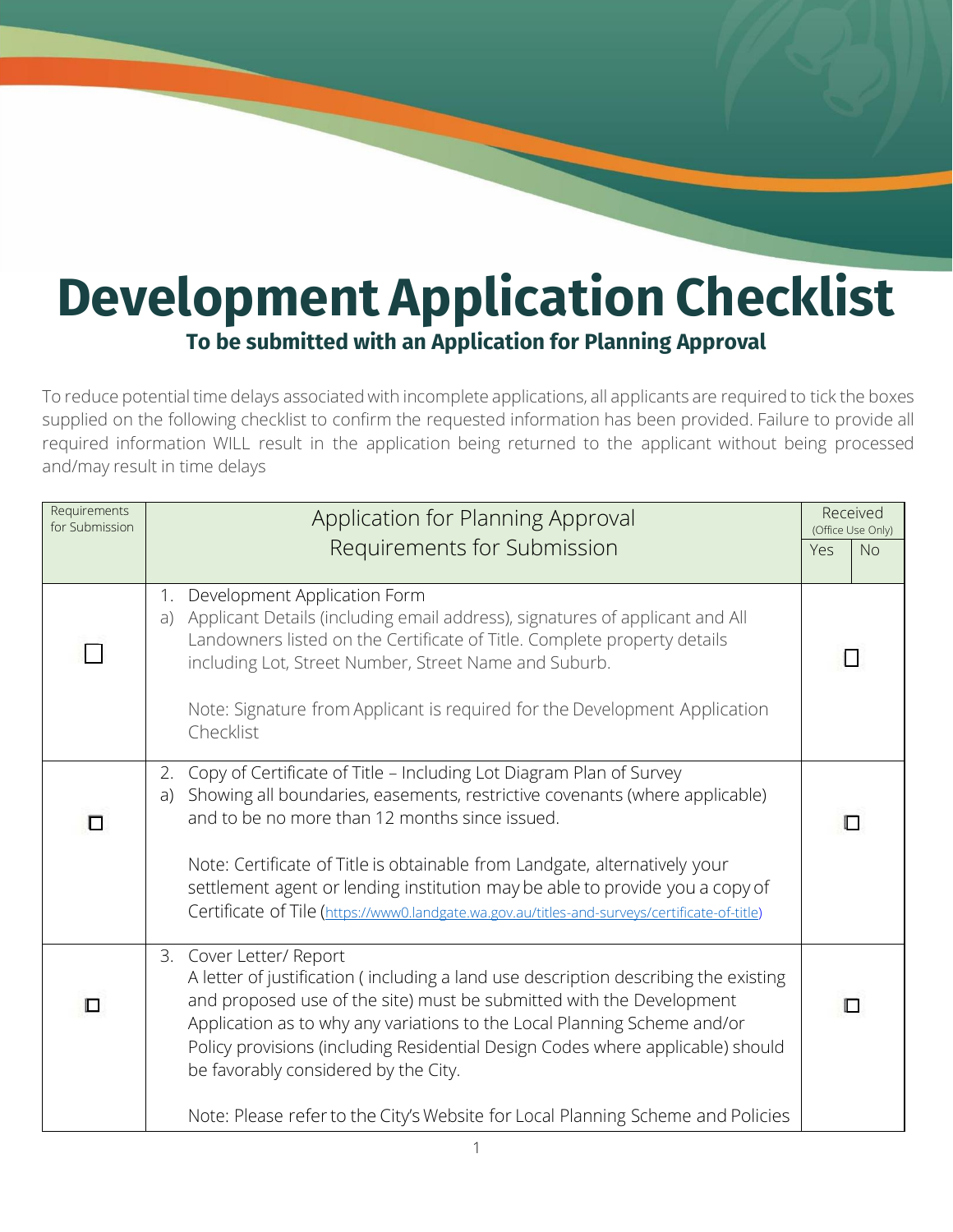# Development Application Checklist

## To be submitted with an Application for Planning Approval

To reduce potential time delays associated with incomplete applications, all applicants are required to tick the boxes supplied on the following checklist to confirm the requested information has been provided. Failure to provide all required information WILL result in the application being returned to the applicant without being processed and/may result in time delays

| Requirements for Submission | Application for Planning Approval Requirements for Submission | Received (Office Use Only) Yes | No |
|---|---|---|---|
| ☐ | 1. Development Application Form<br>a) Applicant Details (including email address), signatures of applicant and All Landowners listed on the Certificate of Title. Complete property details including Lot, Street Number, Street Name and Suburb.<br><br>Note: Signature from Applicant is required for the Development Application Checklist | ☐ | |
| ☐ | 2. Copy of Certificate of Title – Including Lot Diagram Plan of Survey<br>a) Showing all boundaries, easements, restrictive covenants (where applicable) and to be no more than 12 months since issued.<br><br>Note: Certificate of Title is obtainable from Landgate, alternatively your settlement agent or lending institution may be able to provide you a copy of Certificate of Tile (https://www0.landgate.wa.gov.au/titles-and-surveys/certificate-of-title) | ☐ | |
| ☐ | 3. Cover Letter/ Report<br>A letter of justification ( including a land use description describing the existing and proposed use of the site) must be submitted with the Development Application as to why any variations to the Local Planning Scheme and/or Policy provisions (including Residential Design Codes where applicable) should be favorably considered by the City.<br><br>Note: Please refer to the City's Website for Local Planning Scheme and Policies | ☐ | |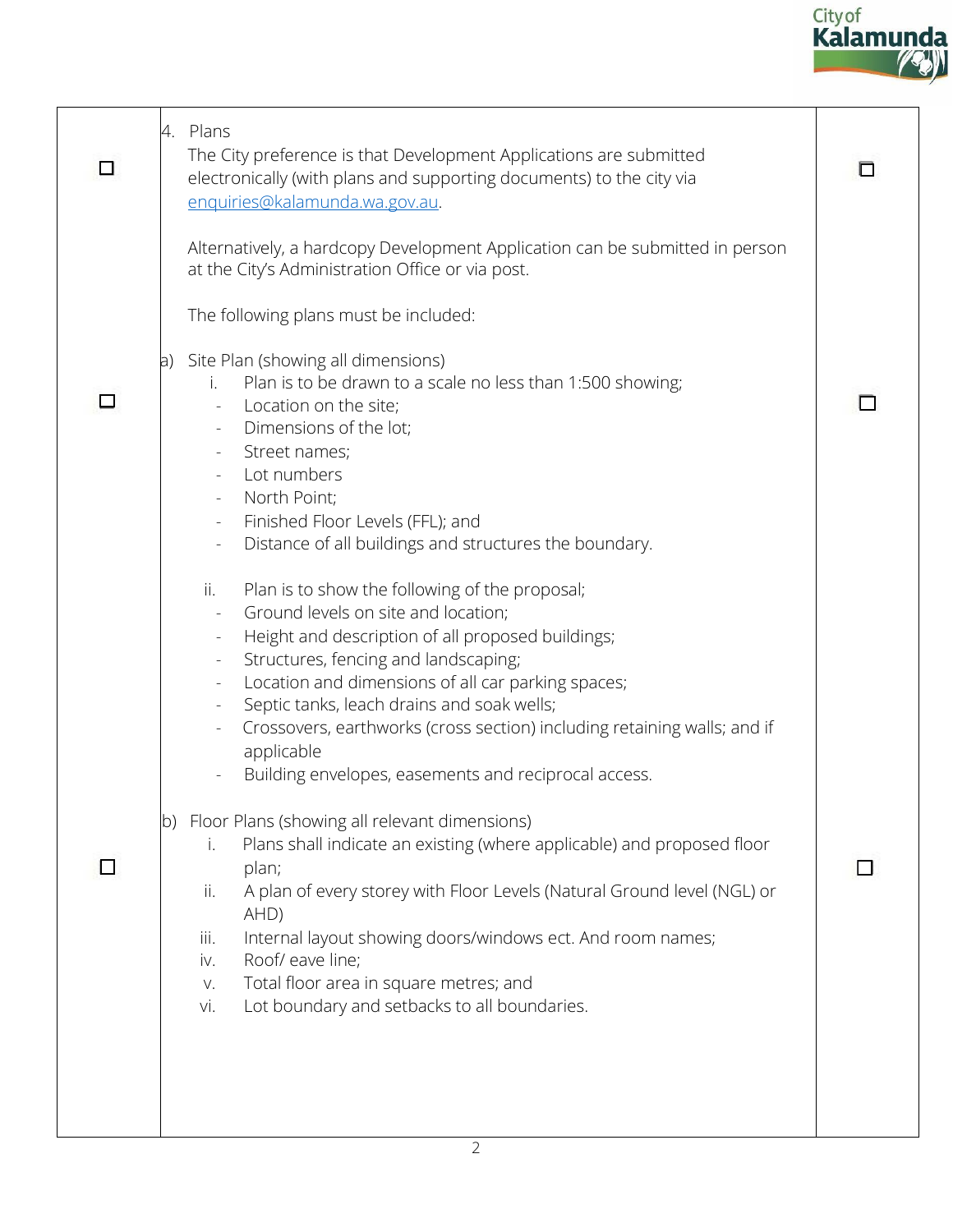☐ 4. Plans ☐

The City preference is that Development Applications are submitted electronically (with plans and supporting documents) to the city via enquiries@kalamunda.wa.gov.au.

Alternatively, a hardcopy Development Application can be submitted in person at the City's Administration Office or via post.

The following plans must be included:

☐ a) Site Plan (showing all dimensions) ☐

i. Plan is to be drawn to a scale no less than 1:500 showing;
   - Location on the site;
   - Dimensions of the lot;
   - Street names;
   - Lot numbers
   - North Point;
   - Finished Floor Levels (FFL); and
   - Distance of all buildings and structures the boundary.

ii. Plan is to show the following of the proposal;
   - Ground levels on site and location;
   - Height and description of all proposed buildings;
   - Structures, fencing and landscaping;
   - Location and dimensions of all car parking spaces;
   - Septic tanks, leach drains and soak wells;
   - Crossovers, earthworks (cross section) including retaining walls; and if applicable
   - Building envelopes, easements and reciprocal access.

☐ b) Floor Plans (showing all relevant dimensions) ☐

i. Plans shall indicate an existing (where applicable) and proposed floor plan;
ii. A plan of every storey with Floor Levels (Natural Ground level (NGL) or AHD)
iii. Internal layout showing doors/windows ect. And room names;
iv. Roof/ eave line;
v. Total floor area in square metres; and
vi. Lot boundary and setbacks to all boundaries.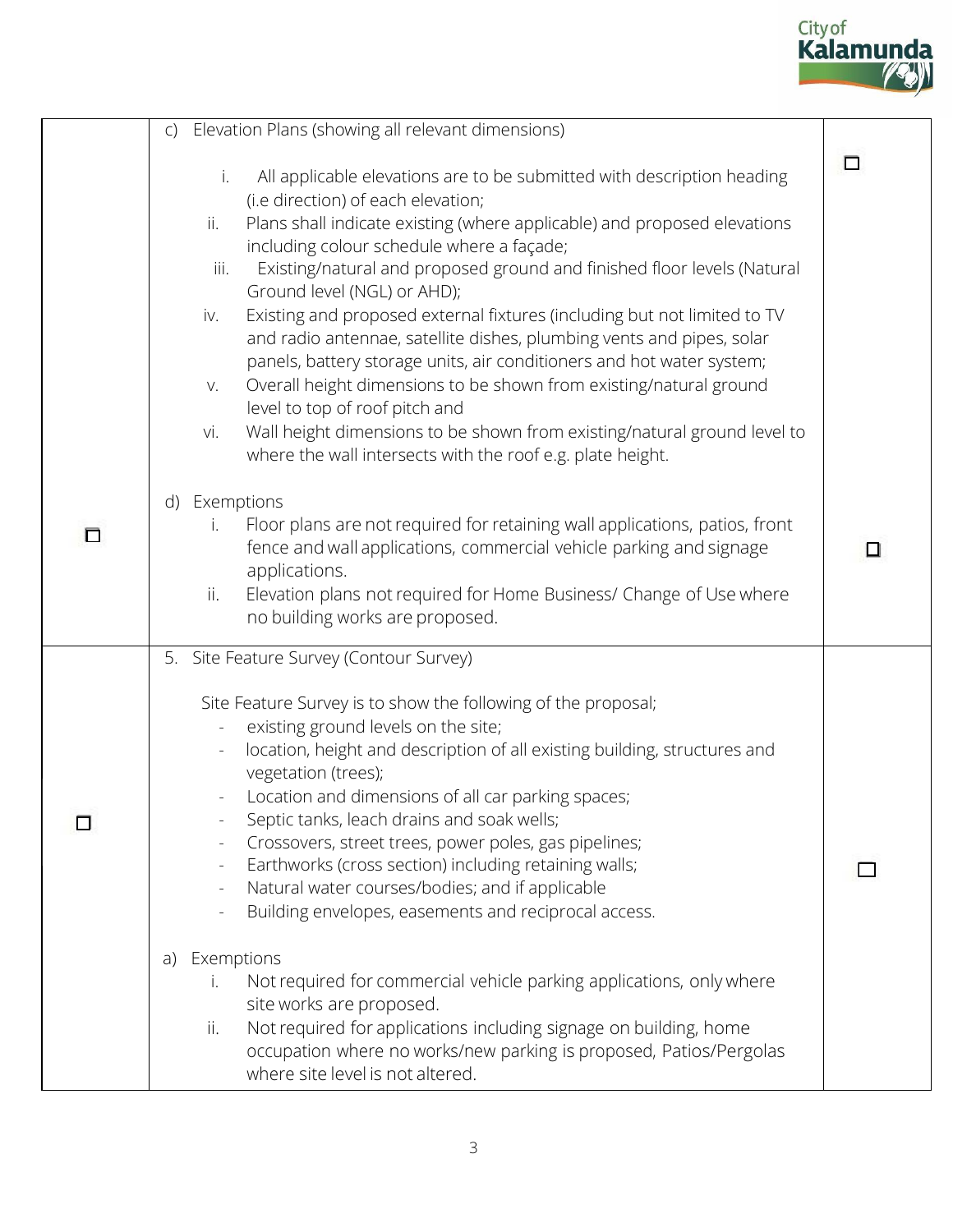| | | |
|---|---|---|
| | c) Elevation Plans (showing all relevant dimensions)<br><br>i. All applicable elevations are to be submitted with description heading (i.e direction) of each elevation;<br>ii. Plans shall indicate existing (where applicable) and proposed elevations including colour schedule where a façade;<br>iii. Existing/natural and proposed ground and finished floor levels (Natural Ground level (NGL) or AHD);<br>iv. Existing and proposed external fixtures (including but not limited to TV and radio antennae, satellite dishes, plumbing vents and pipes, solar panels, battery storage units, air conditioners and hot water system;<br>v. Overall height dimensions to be shown from existing/natural ground level to top of roof pitch and<br>vi. Wall height dimensions to be shown from existing/natural ground level to where the wall intersects with the roof e.g. plate height.<br><br>d) Exemptions<br>i. Floor plans are not required for retaining wall applications, patios, front fence and wall applications, commercial vehicle parking and signage applications.<br>ii. Elevation plans not required for Home Business/ Change of Use where no building works are proposed. | ☐ ☐ |
| ☐ | | |
| ☐ | 5. Site Feature Survey (Contour Survey)<br><br>Site Feature Survey is to show the following of the proposal;<br>- existing ground levels on the site;<br>- location, height and description of all existing building, structures and vegetation (trees);<br>- Location and dimensions of all car parking spaces;<br>- Septic tanks, leach drains and soak wells;<br>- Crossovers, street trees, power poles, gas pipelines;<br>- Earthworks (cross section) including retaining walls;<br>- Natural water courses/bodies; and if applicable<br>- Building envelopes, easements and reciprocal access.<br><br>a) Exemptions<br>i. Not required for commercial vehicle parking applications, only where site works are proposed.<br>ii. Not required for applications including signage on building, home occupation where no works/new parking is proposed, Patios/Pergolas where site level is not altered. | ☐ |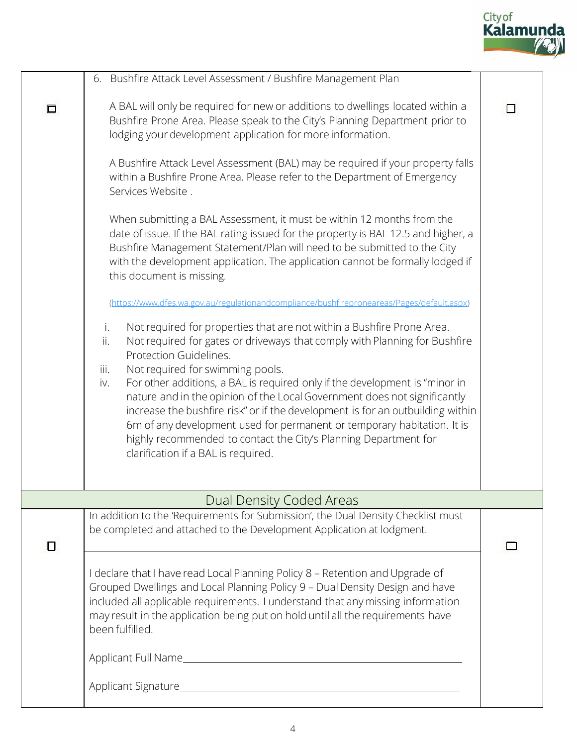| | | |
|---|---|---|
| ☐ | 6. Bushfire Attack Level Assessment / Bushfire Management Plan<br><br>A BAL will only be required for new or additions to dwellings located within a Bushfire Prone Area. Please speak to the City's Planning Department prior to lodging your development application for more information.<br><br>A Bushfire Attack Level Assessment (BAL) may be required if your property falls within a Bushfire Prone Area. Please refer to the Department of Emergency Services Website .<br><br>When submitting a BAL Assessment, it must be within 12 months from the date of issue. If the BAL rating issued for the property is BAL 12.5 and higher, a Bushfire Management Statement/Plan will need to be submitted to the City with the development application. The application cannot be formally lodged if this document is missing.<br><br>(https://www.dfes.wa.gov.au/regulationandcompliance/bushfireproneareas/Pages/default.aspx)<br><br>i. Not required for properties that are not within a Bushfire Prone Area.<br>ii. Not required for gates or driveways that comply with Planning for Bushfire Protection Guidelines.<br>iii. Not required for swimming pools.<br>iv. For other additions, a BAL is required only if the development is "minor in nature and in the opinion of the Local Government does not significantly increase the bushfire risk" or if the development is for an outbuilding within 6m of any development used for permanent or temporary habitation. It is highly recommended to contact the City's Planning Department for clarification if a BAL is required. | ☐ |
| | **Dual Density Coded Areas** | |
| ☐ | In addition to the 'Requirements for Submission', the Dual Density Checklist must be completed and attached to the Development Application at lodgment. | ☐ |
| | I declare that I have read Local Planning Policy 8 – Retention and Upgrade of Grouped Dwellings and Local Planning Policy 9 – Dual Density Design and have included all applicable requirements. I understand that any missing information may result in the application being put on hold until all the requirements have been fulfilled.<br><br>Applicant Full Name\_\_\_\_\_\_\_\_\_\_\_\_\_\_\_\_\_\_\_\_\_\_\_\_\_\_\_\_\_\_\_\_\_\_\_\_<br><br>Applicant Signature\_\_\_\_\_\_\_\_\_\_\_\_\_\_\_\_\_\_\_\_\_\_\_\_\_\_\_\_\_\_\_\_\_\_\_\_ | |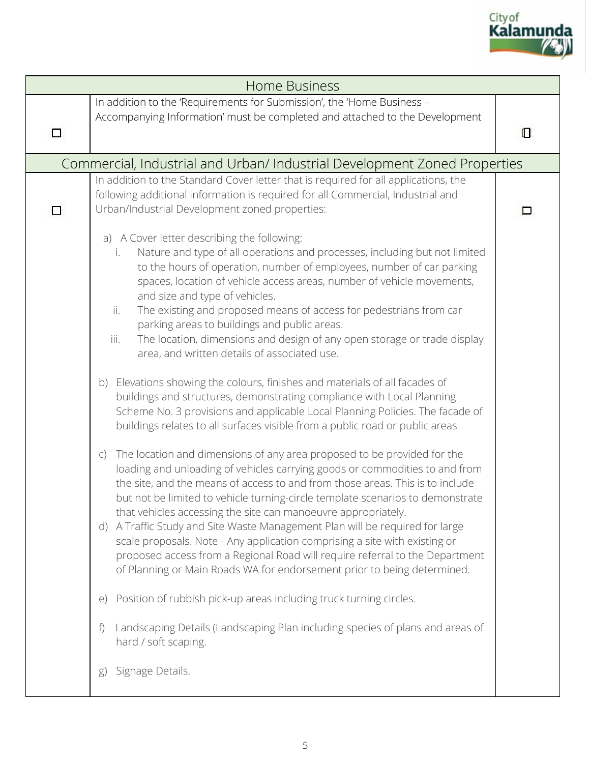| Home Business | | |
|---|---|---|
| ☐ | In addition to the 'Requirements for Submission', the 'Home Business – Accompanying Information' must be completed and attached to the Development | ☐ |

| Commercial, Industrial and Urban/ Industrial Development Zoned Properties | | |
|---|---|---|
| ☐ | In addition to the Standard Cover letter that is required for all applications, the following additional information is required for all Commercial, Industrial and Urban/Industrial Development zoned properties:<br><br>a) A Cover letter describing the following:<br>i. Nature and type of all operations and processes, including but not limited to the hours of operation, number of employees, number of car parking spaces, location of vehicle access areas, number of vehicle movements, and size and type of vehicles.<br>ii. The existing and proposed means of access for pedestrians from car parking areas to buildings and public areas.<br>iii. The location, dimensions and design of any open storage or trade display area, and written details of associated use.<br><br>b) Elevations showing the colours, finishes and materials of all facades of buildings and structures, demonstrating compliance with Local Planning Scheme No. 3 provisions and applicable Local Planning Policies. The facade of buildings relates to all surfaces visible from a public road or public areas<br><br>c) The location and dimensions of any area proposed to be provided for the loading and unloading of vehicles carrying goods or commodities to and from the site, and the means of access to and from those areas. This is to include but not be limited to vehicle turning-circle template scenarios to demonstrate that vehicles accessing the site can manoeuvre appropriately.<br>d) A Traffic Study and Site Waste Management Plan will be required for large scale proposals. Note - Any application comprising a site with existing or proposed access from a Regional Road will require referral to the Department of Planning or Main Roads WA for endorsement prior to being determined.<br><br>e) Position of rubbish pick-up areas including truck turning circles.<br><br>f) Landscaping Details (Landscaping Plan including species of plans and areas of hard / soft scaping.<br><br>g) Signage Details. | ☐ |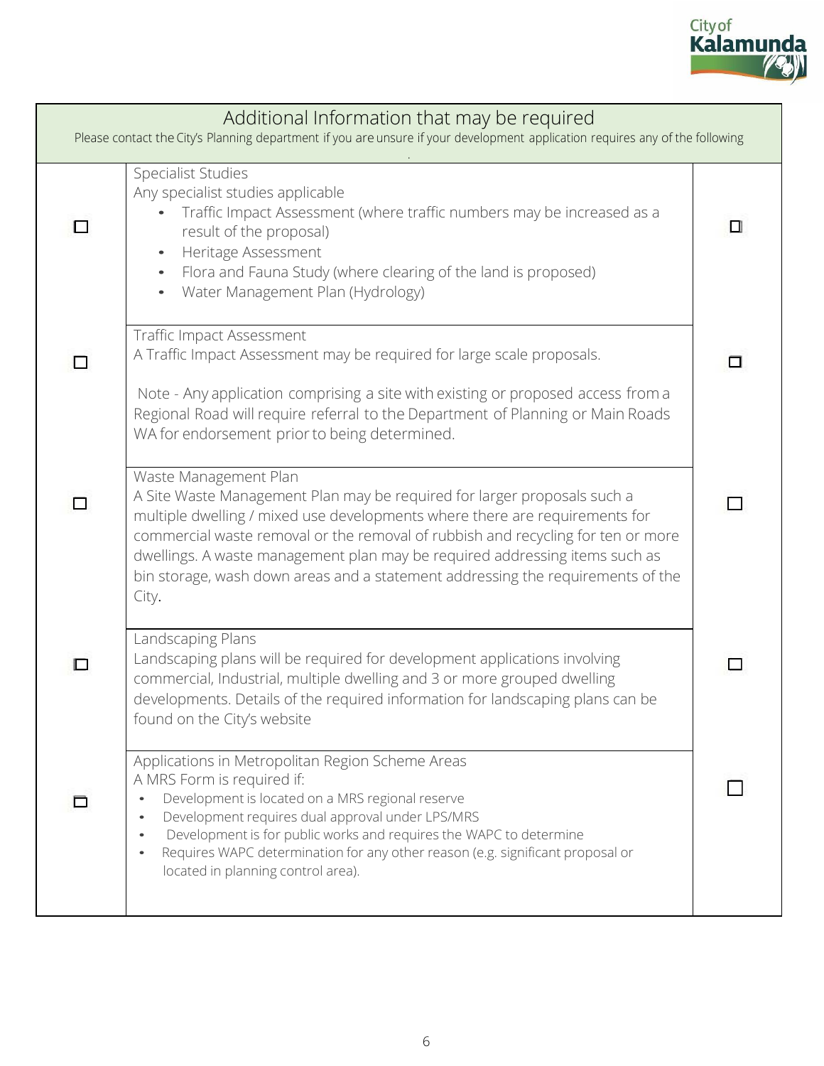## Additional Information that may be required

Please contact the City's Planning department if you are unsure if your development application requires any of the following

| | | |
|---|---|---|
| ☐ | Specialist Studies<br>Any specialist studies applicable<br>• Traffic Impact Assessment (where traffic numbers may be increased as a result of the proposal)<br>• Heritage Assessment<br>• Flora and Fauna Study (where clearing of the land is proposed)<br>• Water Management Plan (Hydrology) | ☐ |
| ☐ | Traffic Impact Assessment<br>A Traffic Impact Assessment may be required for large scale proposals.<br><br>Note - Any application comprising a site with existing or proposed access from a Regional Road will require referral to the Department of Planning or Main Roads WA for endorsement prior to being determined. | ☐ |
| ☐ | Waste Management Plan<br>A Site Waste Management Plan may be required for larger proposals such a multiple dwelling / mixed use developments where there are requirements for commercial waste removal or the removal of rubbish and recycling for ten or more dwellings. A waste management plan may be required addressing items such as bin storage, wash down areas and a statement addressing the requirements of the City. | ☐ |
| ☐ | Landscaping Plans<br>Landscaping plans will be required for development applications involving commercial, Industrial, multiple dwelling and 3 or more grouped dwelling developments. Details of the required information for landscaping plans can be found on the City's website | ☐ |
| ☐ | Applications in Metropolitan Region Scheme Areas<br>A MRS Form is required if:<br>• Development is located on a MRS regional reserve<br>• Development requires dual approval under LPS/MRS<br>• Development is for public works and requires the WAPC to determine<br>• Requires WAPC determination for any other reason (e.g. significant proposal or located in planning control area). | ☐ |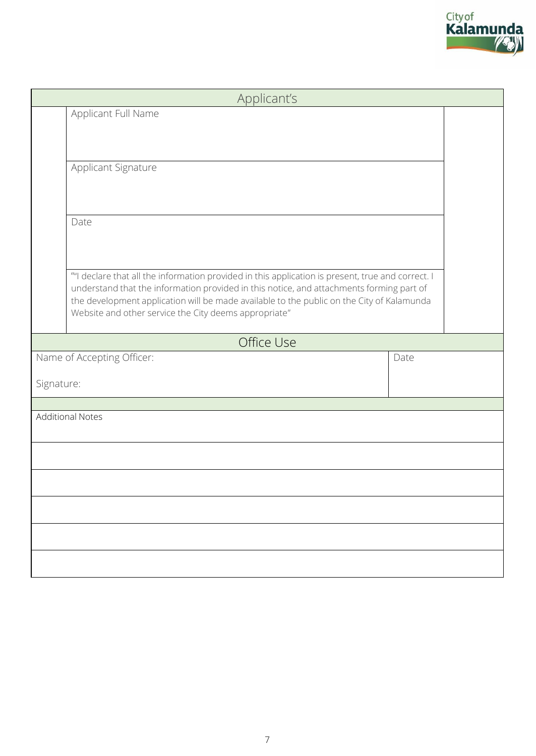| Applicant's | | |
|---|---|---|
| | Applicant Full Name | |
| | Applicant Signature | |
| | Date | |
| | ""I declare that all the information provided in this application is present, true and correct. I understand that the information provided in this notice, and attachments forming part of the development application will be made available to the public on the City of Kalamunda Website and other service the City deems appropriate" | |

| Office Use | |
|---|---|
| Name of Accepting Officer:<br><br>Signature: | Date |
| | |
| Additional Notes | |
| | |
| | |
| | |
| | |
| | |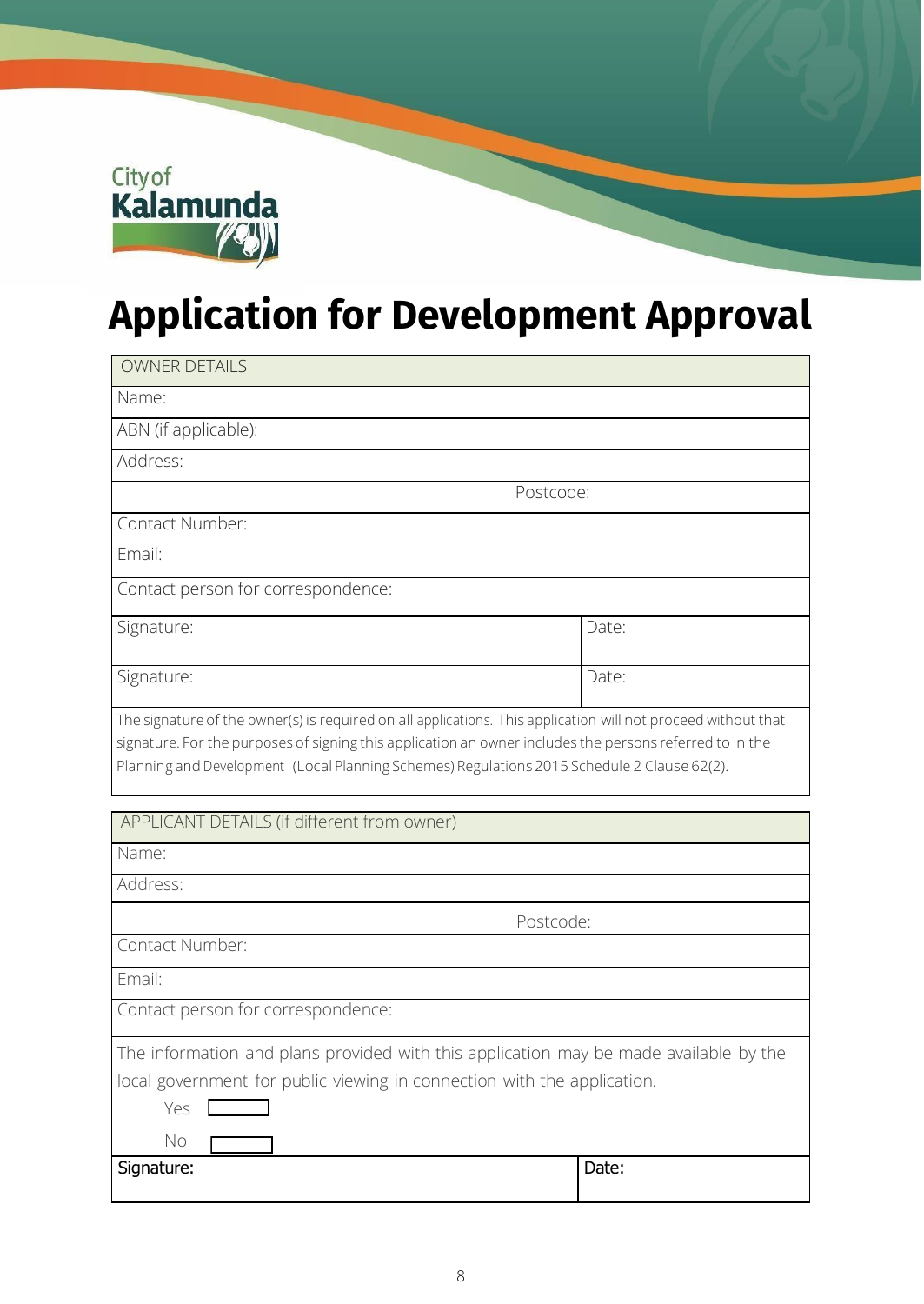City of Kalamunda

# Application for Development Approval

| OWNER DETAILS | |
|---|---|
| Name: | |
| ABN (if applicable): | |
| Address: | |
| Postcode: | |
| Contact Number: | |
| Email: | |
| Contact person for correspondence: | |
| Signature: | Date: |
| Signature: | Date: |
| The signature of the owner(s) is required on all applications. This application will not proceed without that signature. For the purposes of signing this application an owner includes the persons referred to in the Planning and Development (Local Planning Schemes) Regulations 2015 Schedule 2 Clause 62(2). | |

| APPLICANT DETAILS (if different from owner) | |
|---|---|
| Name: | |
| Address: | |
| Postcode: | |
| Contact Number: | |
| Email: | |
| Contact person for correspondence: | |
| The information and plans provided with this application may be made available by the local government for public viewing in connection with the application. Yes ☐ No ☐ | |
| **Signature:** | **Date:** |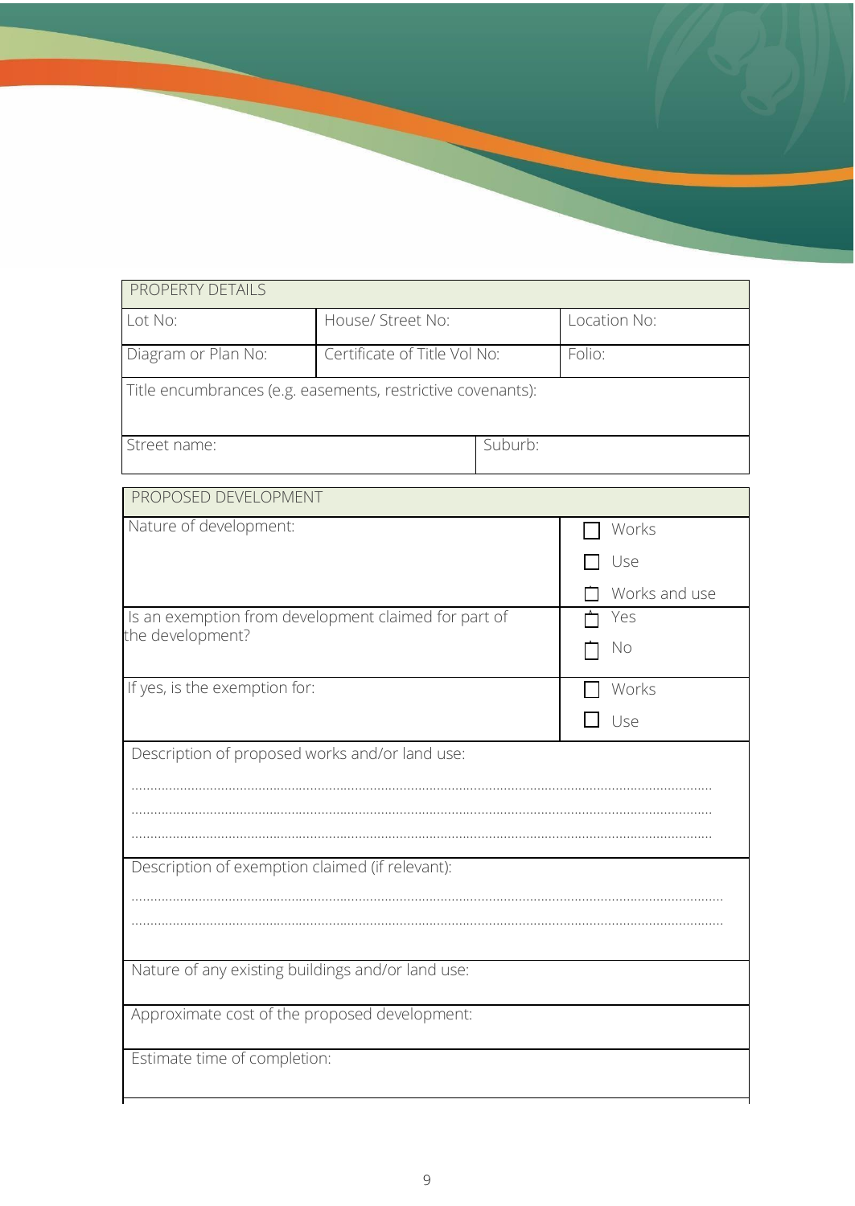| PROPERTY DETAILS | | | |
|---|---|---|---|
| Lot No: | House/ Street No: | | Location No: |
| Diagram or Plan No: | Certificate of Title Vol No: | | Folio: |
| Title encumbrances (e.g. easements, restrictive covenants): | | | |
| Street name: | | Suburb: | |

| PROPOSED DEVELOPMENT | |
|---|---|
| Nature of development: | ☐ Works<br>☐ Use<br>☐ Works and use |
| Is an exemption from development claimed for part of the development? | ☐ Yes<br>☐ No |
| If yes, is the exemption for: | ☐ Works<br>☐ Use |
| Description of proposed works and/or land use:<br>.......................................................................................................................................................<br>.......................................................................................................................................................<br>....................................................................................................................................................... | |
| Description of exemption claimed (if relevant):<br>.......................................................................................................................................................<br>....................................................................................................................................................... | |
| Nature of any existing buildings and/or land use: | |
| Approximate cost of the proposed development: | |
| Estimate time of completion: | |